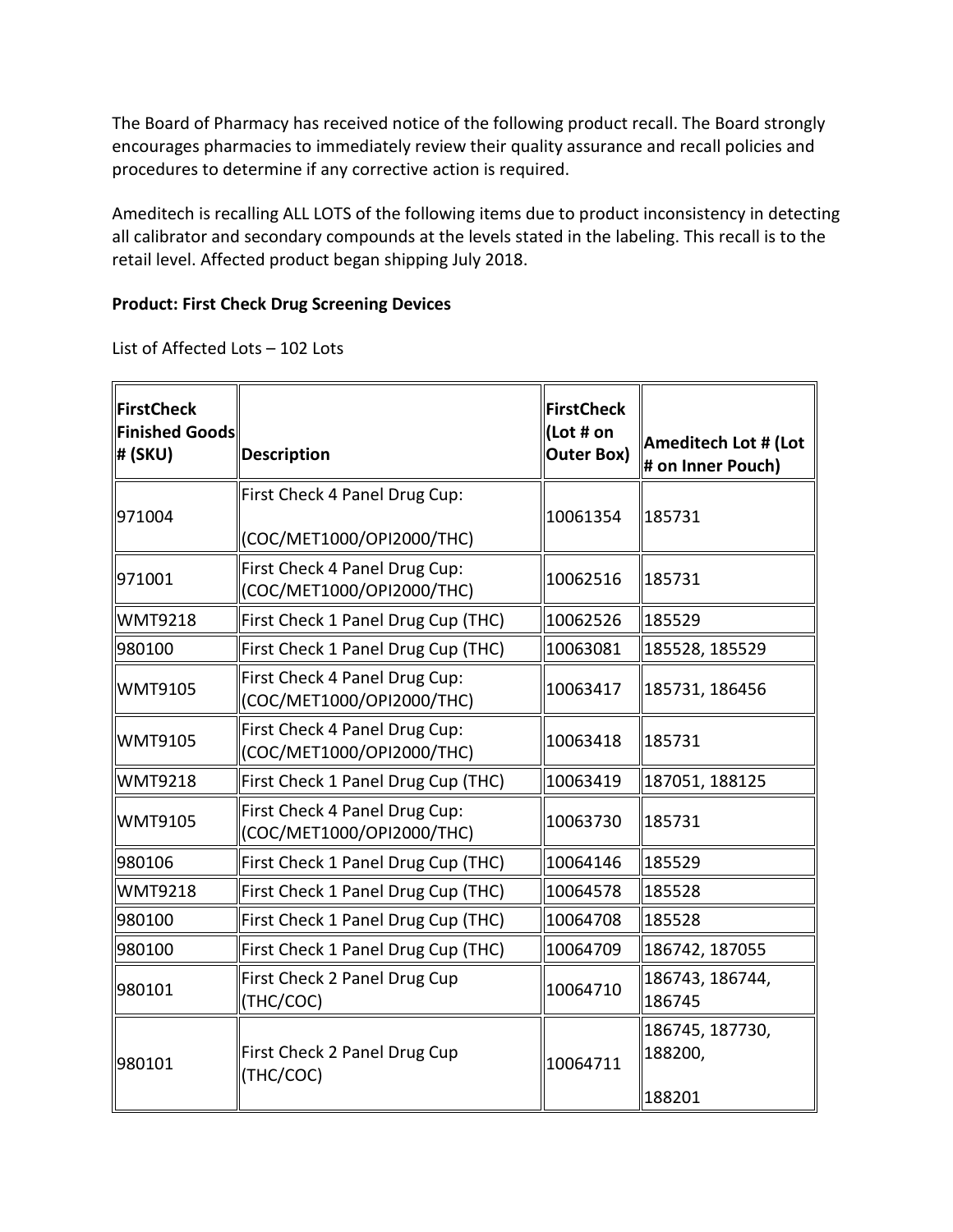The Board of Pharmacy has received notice of the following product recall. The Board strongly encourages pharmacies to immediately review their quality assurance and recall policies and procedures to determine if any corrective action is required.

Ameditech is recalling ALL LOTS of the following items due to product inconsistency in detecting all calibrator and secondary compounds at the levels stated in the labeling. This recall is to the retail level. Affected product began shipping July 2018.

**Product: First Check Drug Screening Devices**

List of Affected Lots – 102 Lots

| **FirstCheck Finished Goods # (SKU)** | **Description** | **FirstCheck (Lot # on Outer Box)** | **Ameditech Lot # (Lot # on Inner Pouch)** |
|---|---|---|---|
| 971004 | First Check 4 Panel Drug Cup: (COC/MET1000/OPI2000/THC) | 10061354 | 185731 |
| 971001 | First Check 4 Panel Drug Cup: (COC/MET1000/OPI2000/THC) | 10062516 | 185731 |
| WMT9218 | First Check 1 Panel Drug Cup (THC) | 10062526 | 185529 |
| 980100 | First Check 1 Panel Drug Cup (THC) | 10063081 | 185528, 185529 |
| WMT9105 | First Check 4 Panel Drug Cup: (COC/MET1000/OPI2000/THC) | 10063417 | 185731, 186456 |
| WMT9105 | First Check 4 Panel Drug Cup: (COC/MET1000/OPI2000/THC) | 10063418 | 185731 |
| WMT9218 | First Check 1 Panel Drug Cup (THC) | 10063419 | 187051, 188125 |
| WMT9105 | First Check 4 Panel Drug Cup: (COC/MET1000/OPI2000/THC) | 10063730 | 185731 |
| 980106 | First Check 1 Panel Drug Cup (THC) | 10064146 | 185529 |
| WMT9218 | First Check 1 Panel Drug Cup (THC) | 10064578 | 185528 |
| 980100 | First Check 1 Panel Drug Cup (THC) | 10064708 | 185528 |
| 980100 | First Check 1 Panel Drug Cup (THC) | 10064709 | 186742, 187055 |
| 980101 | First Check 2 Panel Drug Cup (THC/COC) | 10064710 | 186743, 186744, 186745 |
| 980101 | First Check 2 Panel Drug Cup (THC/COC) | 10064711 | 186745, 187730, 188200, 188201 |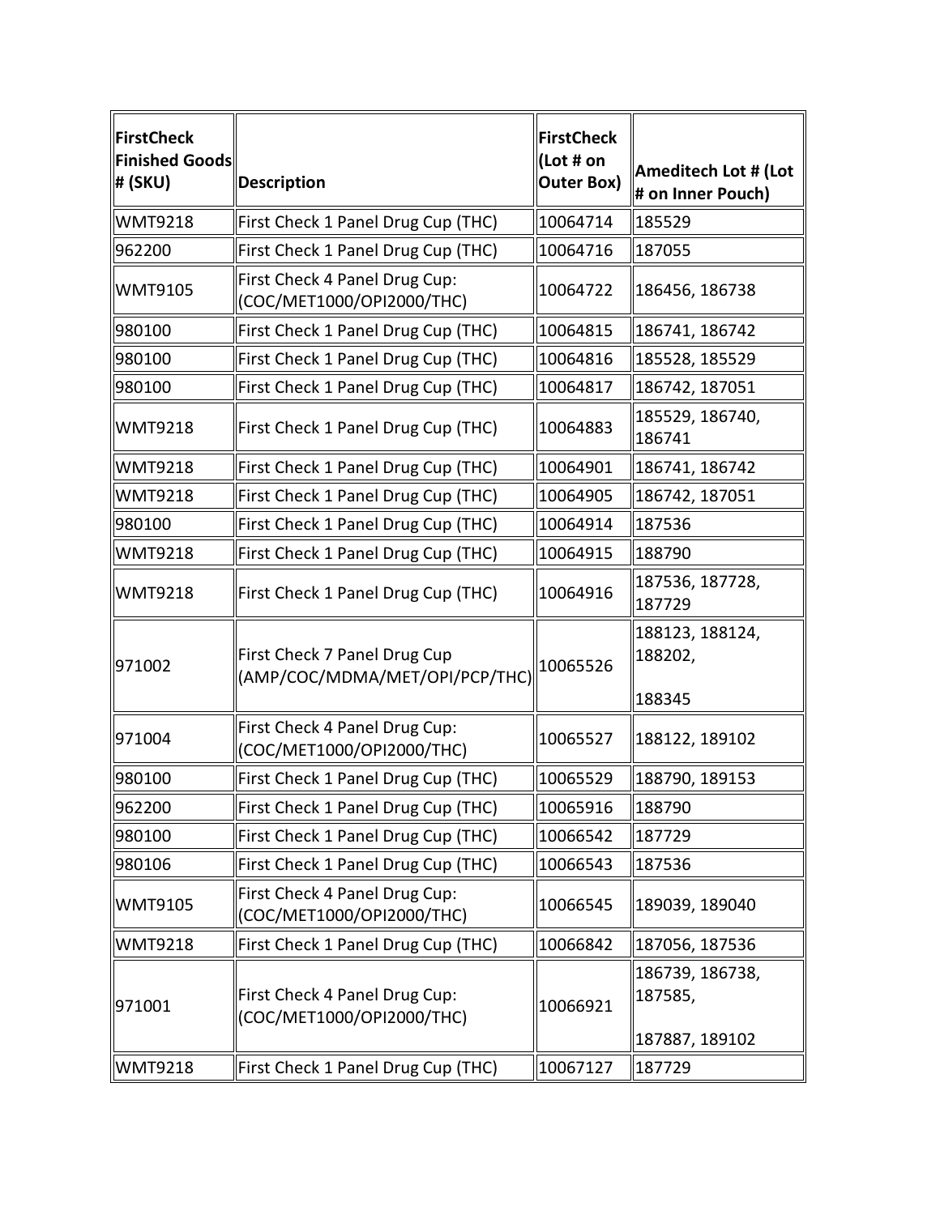| FirstCheck Finished Goods # (SKU) | Description | FirstCheck (Lot # on Outer Box) | Ameditech Lot # (Lot # on Inner Pouch) |
|---|---|---|---|
| WMT9218 | First Check 1 Panel Drug Cup (THC) | 10064714 | 185529 |
| 962200 | First Check 1 Panel Drug Cup (THC) | 10064716 | 187055 |
| WMT9105 | First Check 4 Panel Drug Cup: (COC/MET1000/OPI2000/THC) | 10064722 | 186456, 186738 |
| 980100 | First Check 1 Panel Drug Cup (THC) | 10064815 | 186741, 186742 |
| 980100 | First Check 1 Panel Drug Cup (THC) | 10064816 | 185528, 185529 |
| 980100 | First Check 1 Panel Drug Cup (THC) | 10064817 | 186742, 187051 |
| WMT9218 | First Check 1 Panel Drug Cup (THC) | 10064883 | 185529, 186740, 186741 |
| WMT9218 | First Check 1 Panel Drug Cup (THC) | 10064901 | 186741, 186742 |
| WMT9218 | First Check 1 Panel Drug Cup (THC) | 10064905 | 186742, 187051 |
| 980100 | First Check 1 Panel Drug Cup (THC) | 10064914 | 187536 |
| WMT9218 | First Check 1 Panel Drug Cup (THC) | 10064915 | 188790 |
| WMT9218 | First Check 1 Panel Drug Cup (THC) | 10064916 | 187536, 187728, 187729 |
| 971002 | First Check 7 Panel Drug Cup (AMP/COC/MDMA/MET/OPI/PCP/THC) | 10065526 | 188123, 188124, 188202, 188345 |
| 971004 | First Check 4 Panel Drug Cup: (COC/MET1000/OPI2000/THC) | 10065527 | 188122, 189102 |
| 980100 | First Check 1 Panel Drug Cup (THC) | 10065529 | 188790, 189153 |
| 962200 | First Check 1 Panel Drug Cup (THC) | 10065916 | 188790 |
| 980100 | First Check 1 Panel Drug Cup (THC) | 10066542 | 187729 |
| 980106 | First Check 1 Panel Drug Cup (THC) | 10066543 | 187536 |
| WMT9105 | First Check 4 Panel Drug Cup: (COC/MET1000/OPI2000/THC) | 10066545 | 189039, 189040 |
| WMT9218 | First Check 1 Panel Drug Cup (THC) | 10066842 | 187056, 187536 |
| 971001 | First Check 4 Panel Drug Cup: (COC/MET1000/OPI2000/THC) | 10066921 | 186739, 186738, 187585, 187887, 189102 |
| WMT9218 | First Check 1 Panel Drug Cup (THC) | 10067127 | 187729 |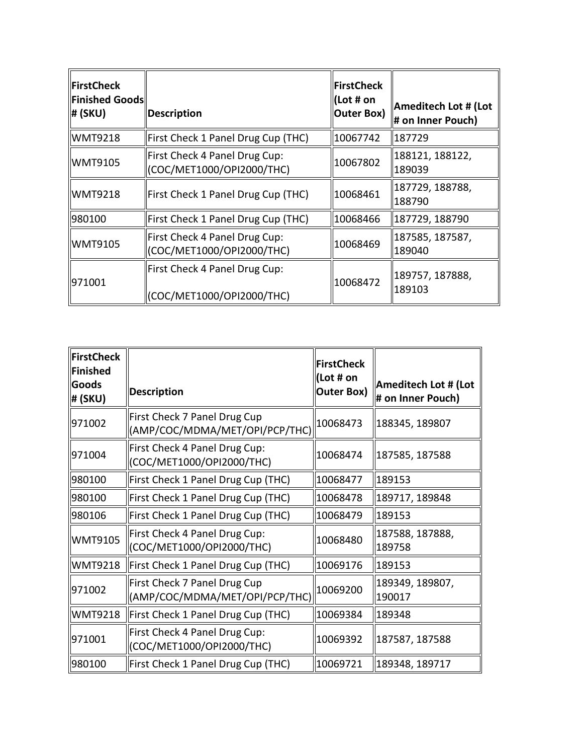| FirstCheck Finished Goods # (SKU) | Description | FirstCheck (Lot # on Outer Box) | Ameditech Lot # (Lot # on Inner Pouch) |
|---|---|---|---|
| WMT9218 | First Check 1 Panel Drug Cup (THC) | 10067742 | 187729 |
| WMT9105 | First Check 4 Panel Drug Cup: (COC/MET1000/OPI2000/THC) | 10067802 | 188121, 188122, 189039 |
| WMT9218 | First Check 1 Panel Drug Cup (THC) | 10068461 | 187729, 188788, 188790 |
| 980100 | First Check 1 Panel Drug Cup (THC) | 10068466 | 187729, 188790 |
| WMT9105 | First Check 4 Panel Drug Cup: (COC/MET1000/OPI2000/THC) | 10068469 | 187585, 187587, 189040 |
| 971001 | First Check 4 Panel Drug Cup: (COC/MET1000/OPI2000/THC) | 10068472 | 189757, 187888, 189103 |

| FirstCheck Finished Goods # (SKU) | Description | FirstCheck (Lot # on Outer Box) | Ameditech Lot # (Lot # on Inner Pouch) |
|---|---|---|---|
| 971002 | First Check 7 Panel Drug Cup (AMP/COC/MDMA/MET/OPI/PCP/THC) | 10068473 | 188345, 189807 |
| 971004 | First Check 4 Panel Drug Cup: (COC/MET1000/OPI2000/THC) | 10068474 | 187585, 187588 |
| 980100 | First Check 1 Panel Drug Cup (THC) | 10068477 | 189153 |
| 980100 | First Check 1 Panel Drug Cup (THC) | 10068478 | 189717, 189848 |
| 980106 | First Check 1 Panel Drug Cup (THC) | 10068479 | 189153 |
| WMT9105 | First Check 4 Panel Drug Cup: (COC/MET1000/OPI2000/THC) | 10068480 | 187588, 187888, 189758 |
| WMT9218 | First Check 1 Panel Drug Cup (THC) | 10069176 | 189153 |
| 971002 | First Check 7 Panel Drug Cup (AMP/COC/MDMA/MET/OPI/PCP/THC) | 10069200 | 189349, 189807, 190017 |
| WMT9218 | First Check 1 Panel Drug Cup (THC) | 10069384 | 189348 |
| 971001 | First Check 4 Panel Drug Cup: (COC/MET1000/OPI2000/THC) | 10069392 | 187587, 187588 |
| 980100 | First Check 1 Panel Drug Cup (THC) | 10069721 | 189348, 189717 |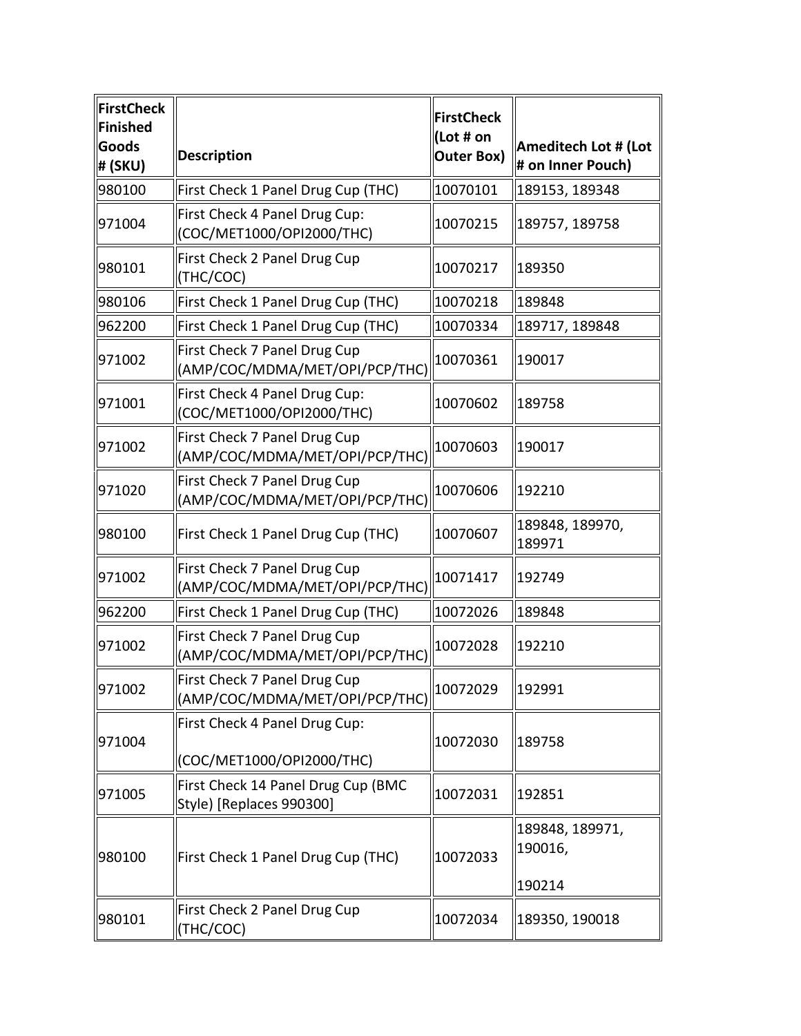| FirstCheck Finished Goods # (SKU) | Description | FirstCheck (Lot # on Outer Box) | Ameditech Lot # (Lot # on Inner Pouch) |
|---|---|---|---|
| 980100 | First Check 1 Panel Drug Cup (THC) | 10070101 | 189153, 189348 |
| 971004 | First Check 4 Panel Drug Cup: (COC/MET1000/OPI2000/THC) | 10070215 | 189757, 189758 |
| 980101 | First Check 2 Panel Drug Cup (THC/COC) | 10070217 | 189350 |
| 980106 | First Check 1 Panel Drug Cup (THC) | 10070218 | 189848 |
| 962200 | First Check 1 Panel Drug Cup (THC) | 10070334 | 189717, 189848 |
| 971002 | First Check 7 Panel Drug Cup (AMP/COC/MDMA/MET/OPI/PCP/THC) | 10070361 | 190017 |
| 971001 | First Check 4 Panel Drug Cup: (COC/MET1000/OPI2000/THC) | 10070602 | 189758 |
| 971002 | First Check 7 Panel Drug Cup (AMP/COC/MDMA/MET/OPI/PCP/THC) | 10070603 | 190017 |
| 971020 | First Check 7 Panel Drug Cup (AMP/COC/MDMA/MET/OPI/PCP/THC) | 10070606 | 192210 |
| 980100 | First Check 1 Panel Drug Cup (THC) | 10070607 | 189848, 189970, 189971 |
| 971002 | First Check 7 Panel Drug Cup (AMP/COC/MDMA/MET/OPI/PCP/THC) | 10071417 | 192749 |
| 962200 | First Check 1 Panel Drug Cup (THC) | 10072026 | 189848 |
| 971002 | First Check 7 Panel Drug Cup (AMP/COC/MDMA/MET/OPI/PCP/THC) | 10072028 | 192210 |
| 971002 | First Check 7 Panel Drug Cup (AMP/COC/MDMA/MET/OPI/PCP/THC) | 10072029 | 192991 |
| 971004 | First Check 4 Panel Drug Cup: (COC/MET1000/OPI2000/THC) | 10072030 | 189758 |
| 971005 | First Check 14 Panel Drug Cup (BMC Style) [Replaces 990300] | 10072031 | 192851 |
| 980100 | First Check 1 Panel Drug Cup (THC) | 10072033 | 189848, 189971, 190016, 190214 |
| 980101 | First Check 2 Panel Drug Cup (THC/COC) | 10072034 | 189350, 190018 |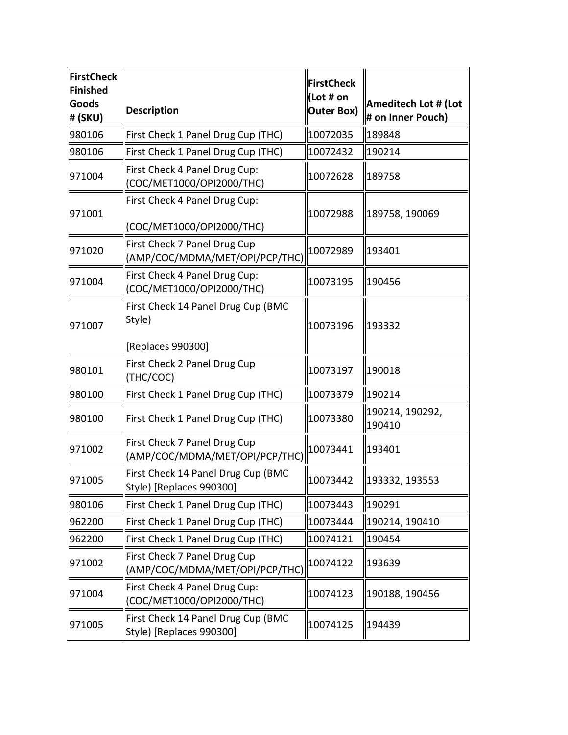| FirstCheck Finished Goods # (SKU) | Description | FirstCheck (Lot # on Outer Box) | Ameditech Lot # (Lot # on Inner Pouch) |
|---|---|---|---|
| 980106 | First Check 1 Panel Drug Cup (THC) | 10072035 | 189848 |
| 980106 | First Check 1 Panel Drug Cup (THC) | 10072432 | 190214 |
| 971004 | First Check 4 Panel Drug Cup: (COC/MET1000/OPI2000/THC) | 10072628 | 189758 |
| 971001 | First Check 4 Panel Drug Cup: (COC/MET1000/OPI2000/THC) | 10072988 | 189758, 190069 |
| 971020 | First Check 7 Panel Drug Cup (AMP/COC/MDMA/MET/OPI/PCP/THC) | 10072989 | 193401 |
| 971004 | First Check 4 Panel Drug Cup: (COC/MET1000/OPI2000/THC) | 10073195 | 190456 |
| 971007 | First Check 14 Panel Drug Cup (BMC Style) [Replaces 990300] | 10073196 | 193332 |
| 980101 | First Check 2 Panel Drug Cup (THC/COC) | 10073197 | 190018 |
| 980100 | First Check 1 Panel Drug Cup (THC) | 10073379 | 190214 |
| 980100 | First Check 1 Panel Drug Cup (THC) | 10073380 | 190214, 190292, 190410 |
| 971002 | First Check 7 Panel Drug Cup (AMP/COC/MDMA/MET/OPI/PCP/THC) | 10073441 | 193401 |
| 971005 | First Check 14 Panel Drug Cup (BMC Style) [Replaces 990300] | 10073442 | 193332, 193553 |
| 980106 | First Check 1 Panel Drug Cup (THC) | 10073443 | 190291 |
| 962200 | First Check 1 Panel Drug Cup (THC) | 10073444 | 190214, 190410 |
| 962200 | First Check 1 Panel Drug Cup (THC) | 10074121 | 190454 |
| 971002 | First Check 7 Panel Drug Cup (AMP/COC/MDMA/MET/OPI/PCP/THC) | 10074122 | 193639 |
| 971004 | First Check 4 Panel Drug Cup: (COC/MET1000/OPI2000/THC) | 10074123 | 190188, 190456 |
| 971005 | First Check 14 Panel Drug Cup (BMC Style) [Replaces 990300] | 10074125 | 194439 |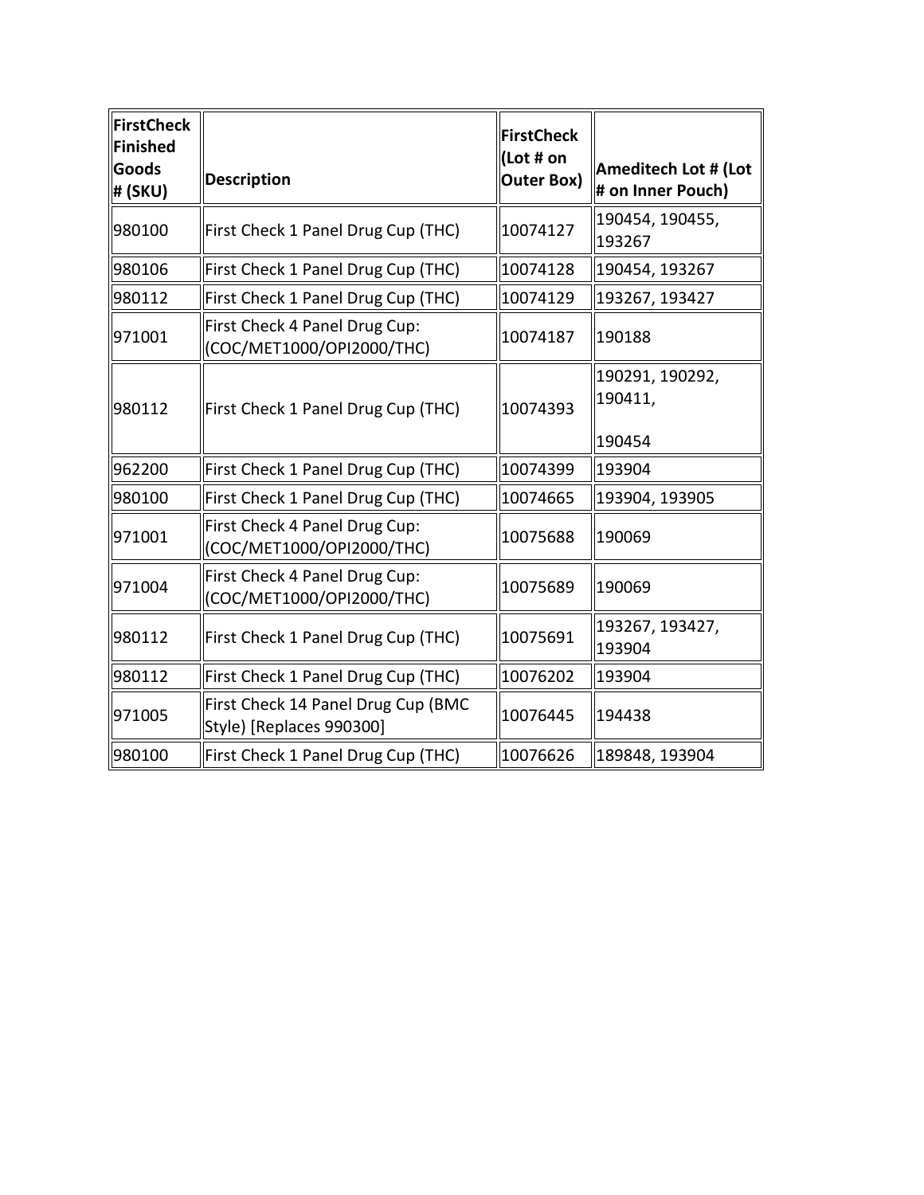| FirstCheck Finished Goods # (SKU) | Description | FirstCheck (Lot # on Outer Box) | Ameditech Lot # (Lot # on Inner Pouch) |
|---|---|---|---|
| 980100 | First Check 1 Panel Drug Cup (THC) | 10074127 | 190454, 190455, 193267 |
| 980106 | First Check 1 Panel Drug Cup (THC) | 10074128 | 190454, 193267 |
| 980112 | First Check 1 Panel Drug Cup (THC) | 10074129 | 193267, 193427 |
| 971001 | First Check 4 Panel Drug Cup: (COC/MET1000/OPI2000/THC) | 10074187 | 190188 |
| 980112 | First Check 1 Panel Drug Cup (THC) | 10074393 | 190291, 190292, 190411, 190454 |
| 962200 | First Check 1 Panel Drug Cup (THC) | 10074399 | 193904 |
| 980100 | First Check 1 Panel Drug Cup (THC) | 10074665 | 193904, 193905 |
| 971001 | First Check 4 Panel Drug Cup: (COC/MET1000/OPI2000/THC) | 10075688 | 190069 |
| 971004 | First Check 4 Panel Drug Cup: (COC/MET1000/OPI2000/THC) | 10075689 | 190069 |
| 980112 | First Check 1 Panel Drug Cup (THC) | 10075691 | 193267, 193427, 193904 |
| 980112 | First Check 1 Panel Drug Cup (THC) | 10076202 | 193904 |
| 971005 | First Check 14 Panel Drug Cup (BMC Style) [Replaces 990300] | 10076445 | 194438 |
| 980100 | First Check 1 Panel Drug Cup (THC) | 10076626 | 189848, 193904 |